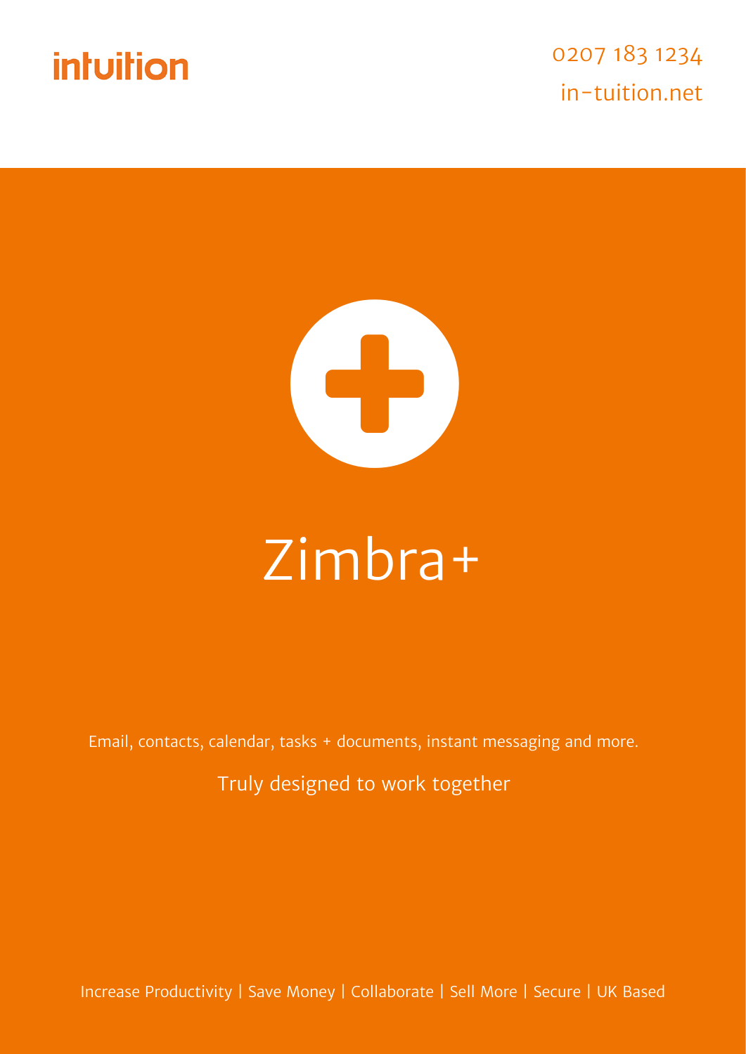intuition

0207 183 1234

in-tuition.net

# Zimbra+

Email, contacts, calendar, tasks + documents, instant messaging and more.

Truly designed to work together

Increase Productivity | Save Money | Collaborate | Sell More | Secure | UK Based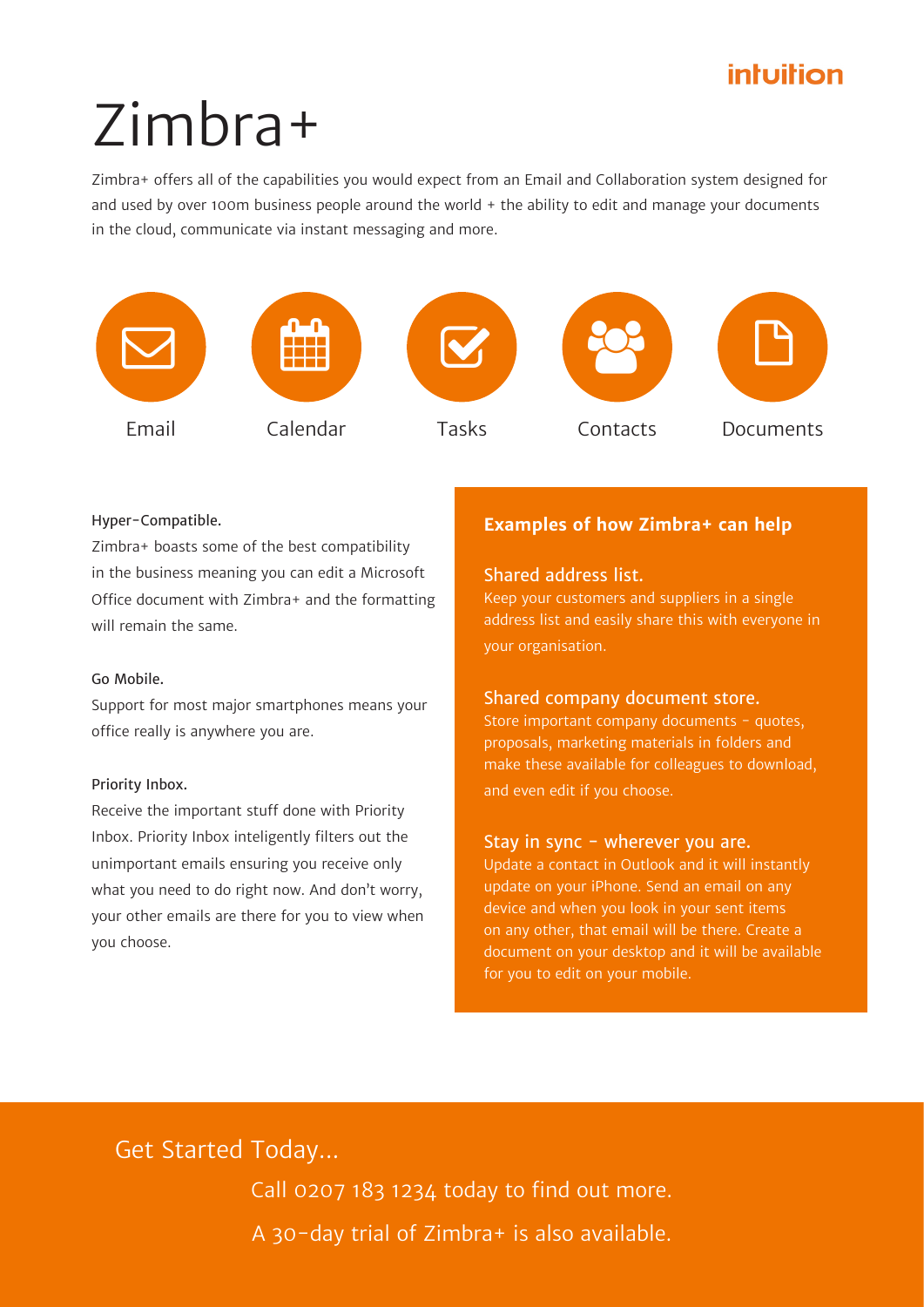intuition

# Zimbra+

Zimbra+ offers all of the capabilities you would expect from an Email and Collaboration system designed for and used by over 100m business people around the world + the ability to edit and manage your documents in the cloud, communicate via instant messaging and more.

Email | Calendar | Tasks | Contacts | Documents

Hyper-Compatible.

Zimbra+ boasts some of the best compatibility in the business meaning you can edit a Microsoft Office document with Zimbra+ and the formatting will remain the same.

Go Mobile.

Support for most major smartphones means your office really is anywhere you are.

Priority Inbox.

Receive the important stuff done with Priority Inbox. Priority Inbox inteligently filters out the unimportant emails ensuring you receive only what you need to do right now. And don't worry, your other emails are there for you to view when you choose.

## Examples of how Zimbra+ can help

### Shared address list.

Keep your customers and suppliers in a single address list and easily share this with everyone in your organisation.

### Shared company document store.

Store important company documents - quotes, proposals, marketing materials in folders and make these available for colleagues to download, and even edit if you choose.

### Stay in sync - wherever you are.

Update a contact in Outlook and it will instantly update on your iPhone. Send an email on any device and when you look in your sent items on any other, that email will be there. Create a document on your desktop and it will be available for you to edit on your mobile.

## Get Started Today...

Call 0207 183 1234 today to find out more.

A 30-day trial of Zimbra+ is also available.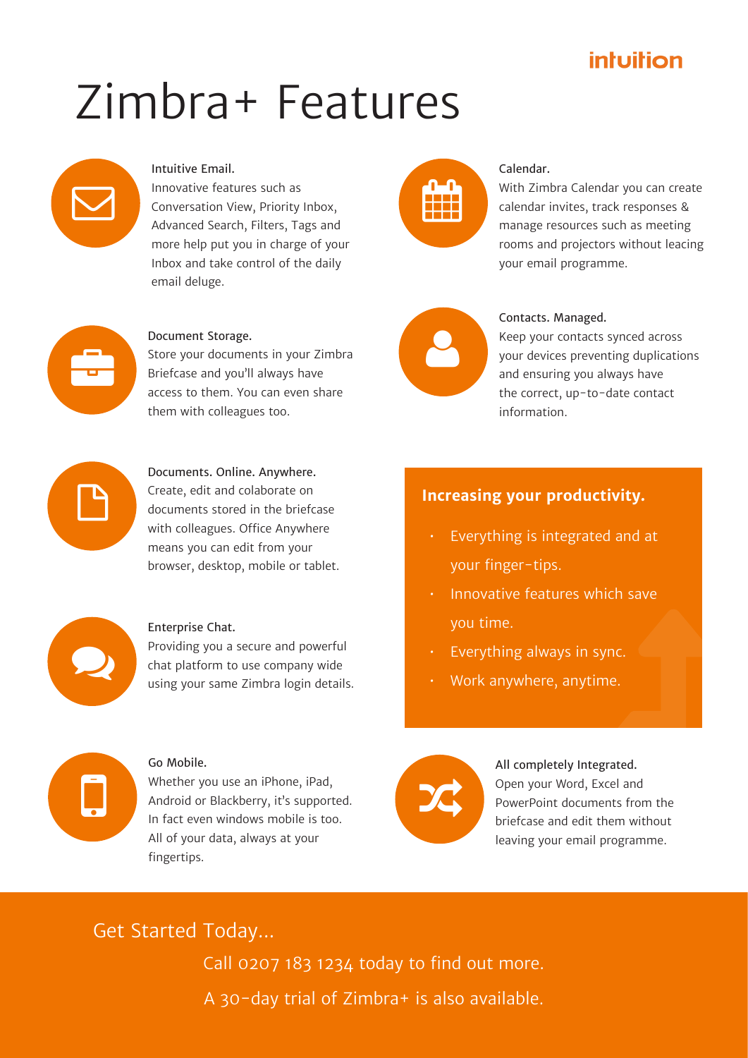intuition

# Zimbra+ Features

**Intuitive Email.**
Innovative features such as Conversation View, Priority Inbox, Advanced Search, Filters, Tags and more help put you in charge of your Inbox and take control of the daily email deluge.

**Document Storage.**
Store your documents in your Zimbra Briefcase and you'll always have access to them. You can even share them with colleagues too.

**Documents. Online. Anywhere.**
Create, edit and colaborate on documents stored in the briefcase with colleagues. Office Anywhere means you can edit from your browser, desktop, mobile or tablet.

**Enterprise Chat.**
Providing you a secure and powerful chat platform to use company wide using your same Zimbra login details.

**Go Mobile.**
Whether you use an iPhone, iPad, Android or Blackberry, it's supported. In fact even windows mobile is too. All of your data, always at your fingertips.

**Calendar.**
With Zimbra Calendar you can create calendar invites, track responses & manage resources such as meeting rooms and projectors without leacing your email programme.

**Contacts. Managed.**
Keep your contacts synced across your devices preventing duplications and ensuring you always have the correct, up-to-date contact information.

## Increasing your productivity.

- Everything is integrated and at your finger-tips.
- Innovative features which save you time.
- Everything always in sync.
- Work anywhere, anytime.

**All completely Integrated.**
Open your Word, Excel and PowerPoint documents from the briefcase and edit them without leaving your email programme.

## Get Started Today...

Call 0207 183 1234 today to find out more.

A 30-day trial of Zimbra+ is also available.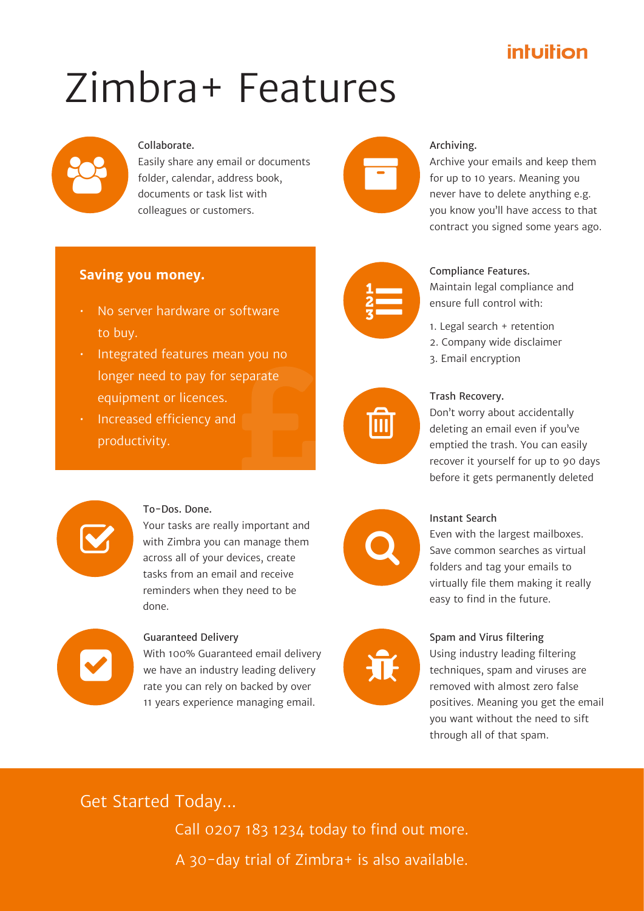intuition

# Zimbra+ Features

### Collaborate.

Easily share any email or documents folder, calendar, address book, documents or task list with colleagues or customers.

### Archiving.

Archive your emails and keep them for up to 10 years. Meaning you never have to delete anything e.g. you know you'll have access to that contract you signed some years ago.

### Saving you money.

- No server hardware or software to buy.
- Integrated features mean you no longer need to pay for separate equipment or licences.
- Increased efficiency and productivity.

### Compliance Features.

Maintain legal compliance and ensure full control with:

1. Legal search + retention
2. Company wide disclaimer
3. Email encryption

### Trash Recovery.

Don't worry about accidentally deleting an email even if you've emptied the trash. You can easily recover it yourself for up to 90 days before it gets permanently deleted

### To-Dos. Done.

Your tasks are really important and with Zimbra you can manage them across all of your devices, create tasks from an email and receive reminders when they need to be done.

### Instant Search

Even with the largest mailboxes. Save common searches as virtual folders and tag your emails to virtually file them making it really easy to find in the future.

### Guaranteed Delivery

With 100% Guaranteed email delivery we have an industry leading delivery rate you can rely on backed by over 11 years experience managing email.

### Spam and Virus filtering

Using industry leading filtering techniques, spam and viruses are removed with almost zero false positives. Meaning you get the email you want without the need to sift through all of that spam.

## Get Started Today...

Call 0207 183 1234 today to find out more.

A 30-day trial of Zimbra+ is also available.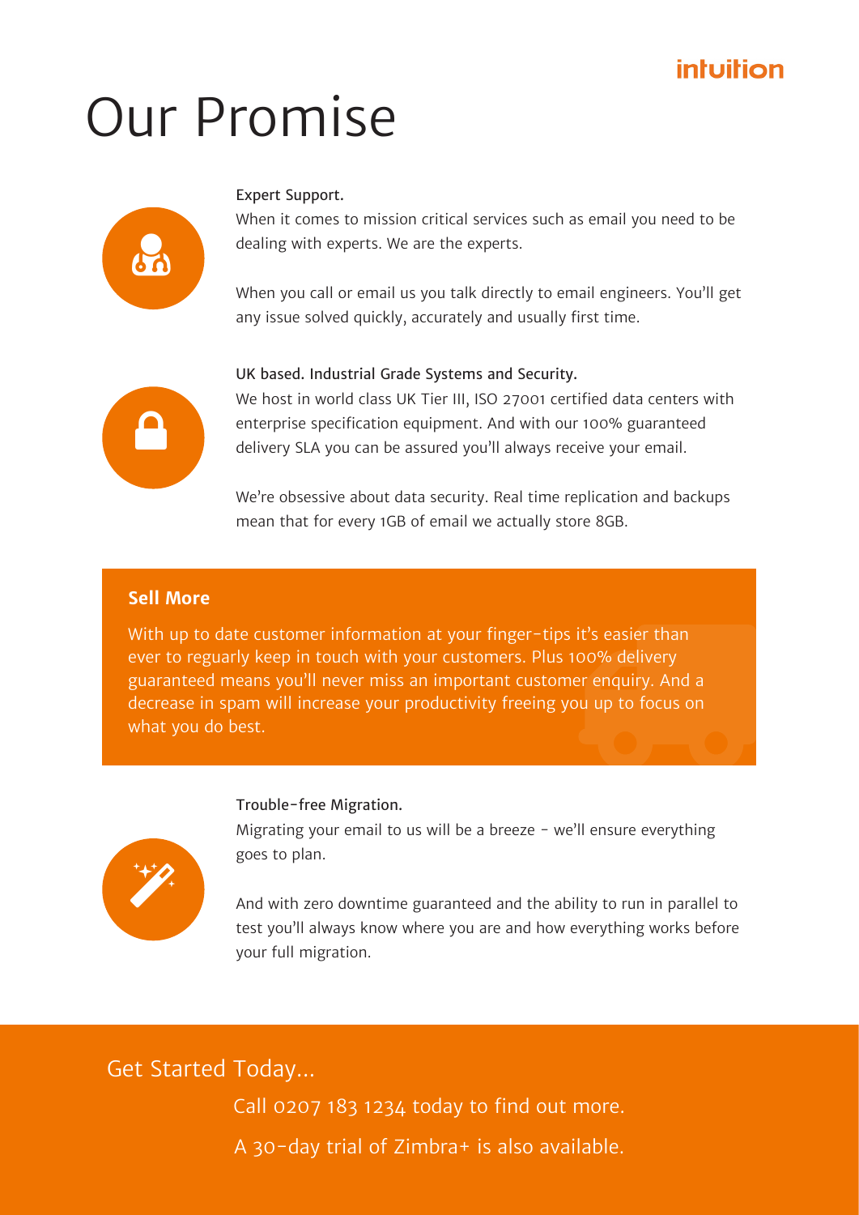# Our Promise

**Expert Support.**

When it comes to mission critical services such as email you need to be dealing with experts. We are the experts.

When you call or email us you talk directly to email engineers. You'll get any issue solved quickly, accurately and usually first time.

**UK based. Industrial Grade Systems and Security.**

We host in world class UK Tier III, ISO 27001 certified data centers with enterprise specification equipment. And with our 100% guaranteed delivery SLA you can be assured you'll always receive your email.

We're obsessive about data security. Real time replication and backups mean that for every 1GB of email we actually store 8GB.

## Sell More

With up to date customer information at your finger-tips it's easier than ever to reguarly keep in touch with your customers. Plus 100% delivery guaranteed means you'll never miss an important customer enquiry. And a decrease in spam will increase your productivity freeing you up to focus on what you do best.

**Trouble-free Migration.**

Migrating your email to us will be a breeze - we'll ensure everything goes to plan.

And with zero downtime guaranteed and the ability to run in parallel to test you'll always know where you are and how everything works before your full migration.

## Get Started Today...

Call 0207 183 1234 today to find out more.

A 30-day trial of Zimbra+ is also available.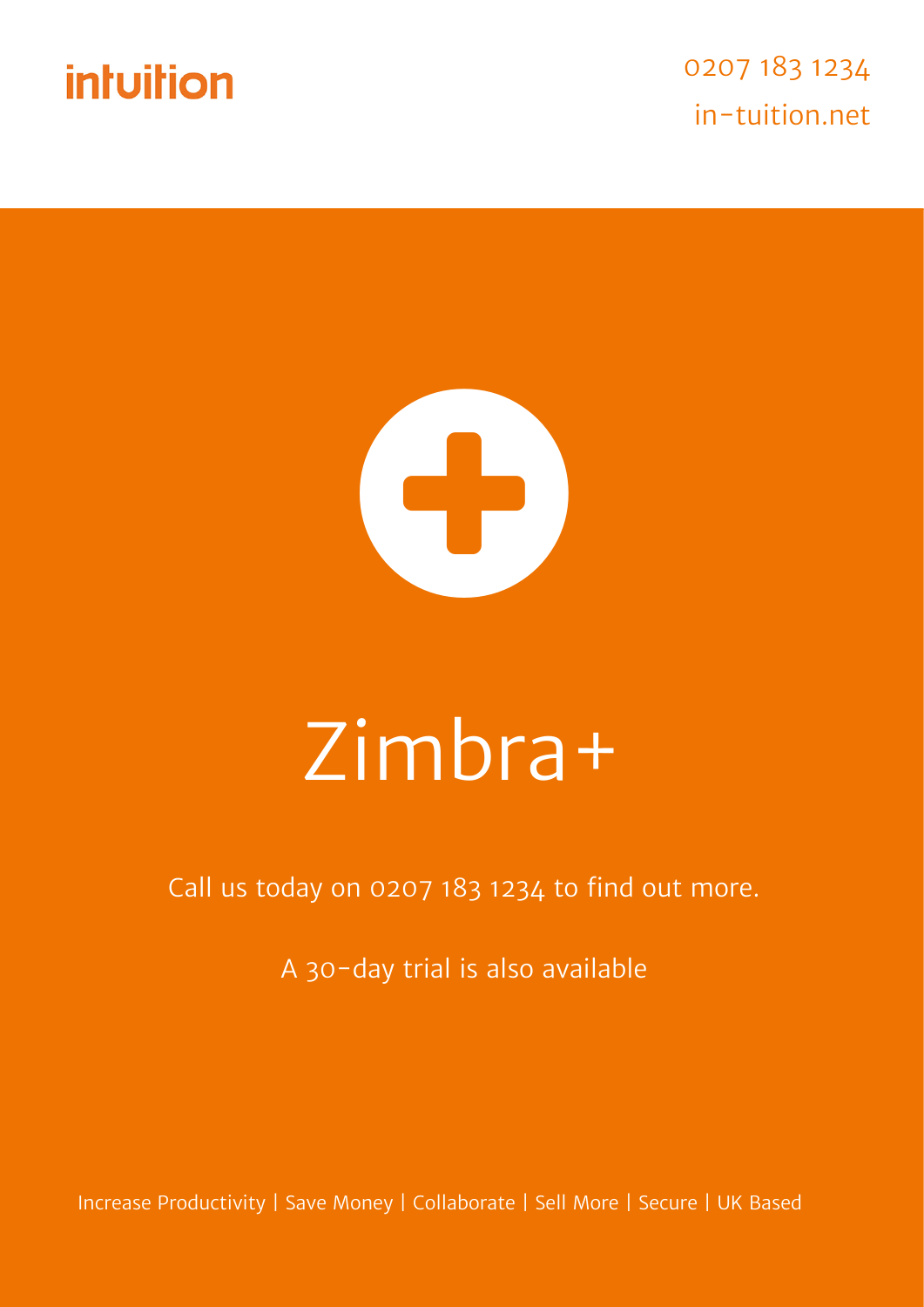intuition

0207 183 1234

in-tuition.net

# Zimbra+

Call us today on 0207 183 1234 to find out more.

A 30-day trial is also available

Increase Productivity | Save Money | Collaborate | Sell More | Secure | UK Based